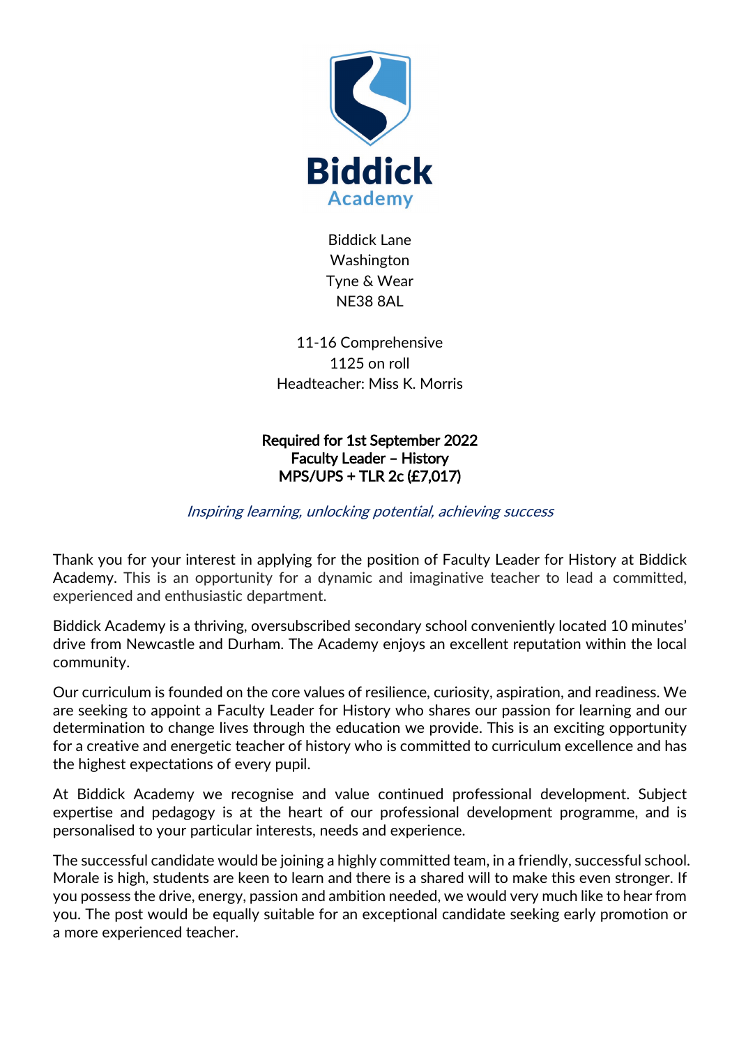# Biddick Academy

Biddick Lane
Washington
Tyne & Wear
NE38 8AL

11-16 Comprehensive
1125 on roll
Headteacher: Miss K. Morris

**Required for 1st September 2022**
**Faculty Leader – History**
**MPS/UPS + TLR 2c (£7,017)**

*Inspiring learning, unlocking potential, achieving success*

Thank you for your interest in applying for the position of Faculty Leader for History at Biddick Academy. This is an opportunity for a dynamic and imaginative teacher to lead a committed, experienced and enthusiastic department.

Biddick Academy is a thriving, oversubscribed secondary school conveniently located 10 minutes' drive from Newcastle and Durham. The Academy enjoys an excellent reputation within the local community.

Our curriculum is founded on the core values of resilience, curiosity, aspiration, and readiness. We are seeking to appoint a Faculty Leader for History who shares our passion for learning and our determination to change lives through the education we provide. This is an exciting opportunity for a creative and energetic teacher of history who is committed to curriculum excellence and has the highest expectations of every pupil.

At Biddick Academy we recognise and value continued professional development. Subject expertise and pedagogy is at the heart of our professional development programme, and is personalised to your particular interests, needs and experience.

The successful candidate would be joining a highly committed team, in a friendly, successful school. Morale is high, students are keen to learn and there is a shared will to make this even stronger. If you possess the drive, energy, passion and ambition needed, we would very much like to hear from you. The post would be equally suitable for an exceptional candidate seeking early promotion or a more experienced teacher.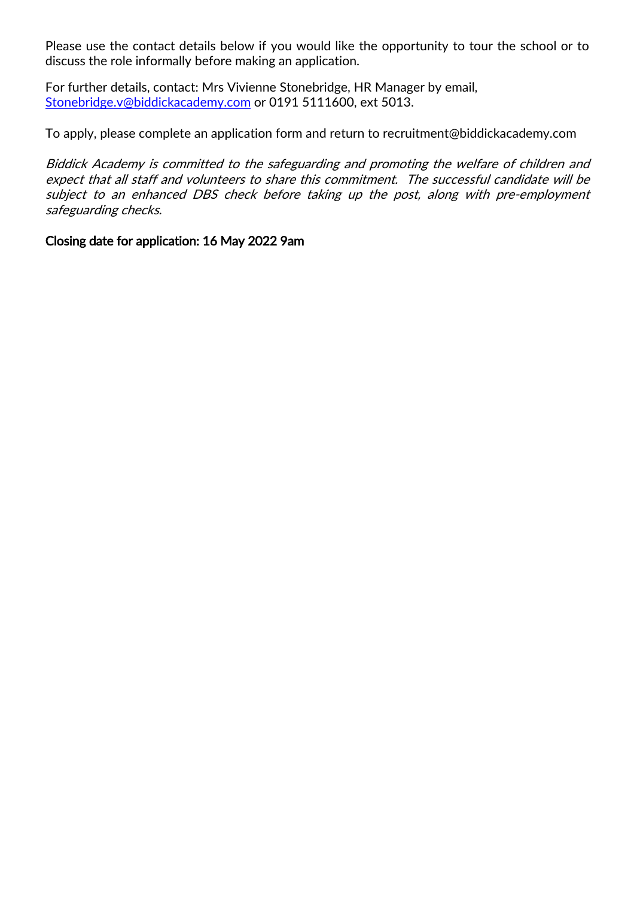Please use the contact details below if you would like the opportunity to tour the school or to discuss the role informally before making an application.

For further details, contact: Mrs Vivienne Stonebridge, HR Manager by email, [Stonebridge.v@biddickacademy.com](mailto:Stonebridge.v@biddickacademy.com) or 0191 5111600, ext 5013.

To apply, please complete an application form and return to recruitment@biddickacademy.com

*Biddick Academy is committed to the safeguarding and promoting the welfare of children and expect that all staff and volunteers to share this commitment. The successful candidate will be subject to an enhanced DBS check before taking up the post, along with pre-employment safeguarding checks.*

**Closing date for application: 16 May 2022 9am**